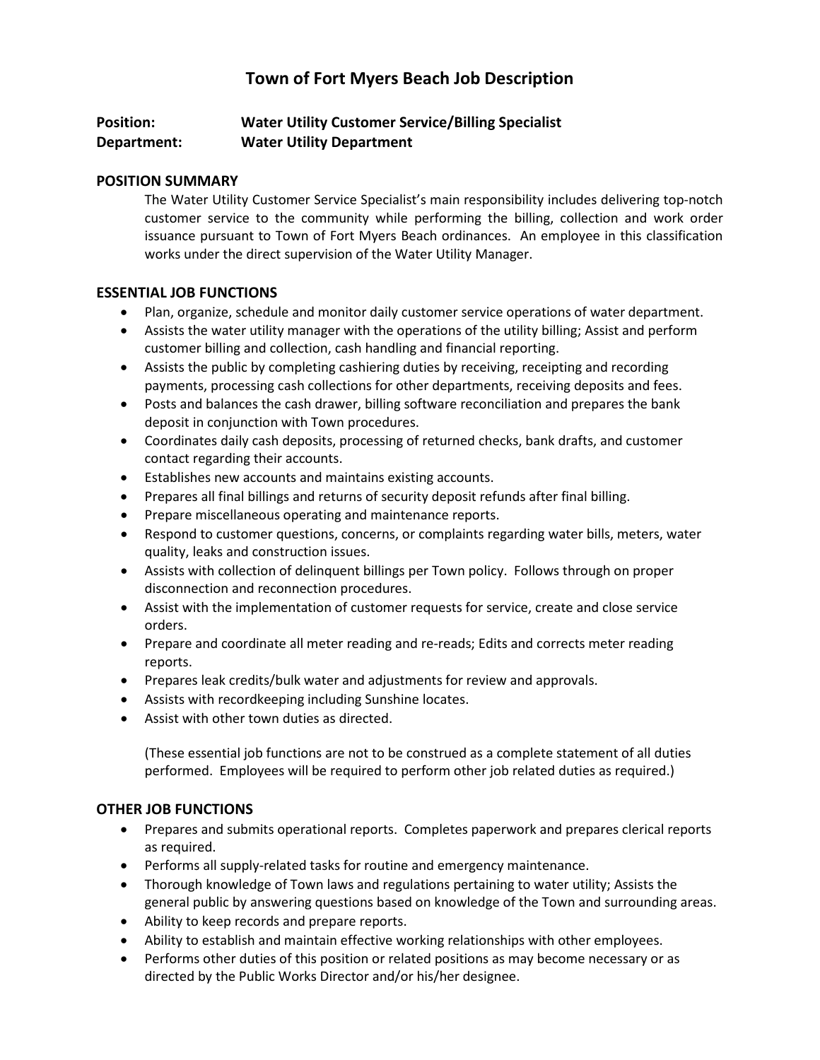# Town of Fort Myers Beach Job Description

**Position:** **Water Utility Customer Service/Billing Specialist**
**Department:** **Water Utility Department**

## POSITION SUMMARY

The Water Utility Customer Service Specialist's main responsibility includes delivering top-notch customer service to the community while performing the billing, collection and work order issuance pursuant to Town of Fort Myers Beach ordinances. An employee in this classification works under the direct supervision of the Water Utility Manager.

## ESSENTIAL JOB FUNCTIONS

- Plan, organize, schedule and monitor daily customer service operations of water department.
- Assists the water utility manager with the operations of the utility billing; Assist and perform customer billing and collection, cash handling and financial reporting.
- Assists the public by completing cashiering duties by receiving, receipting and recording payments, processing cash collections for other departments, receiving deposits and fees.
- Posts and balances the cash drawer, billing software reconciliation and prepares the bank deposit in conjunction with Town procedures.
- Coordinates daily cash deposits, processing of returned checks, bank drafts, and customer contact regarding their accounts.
- Establishes new accounts and maintains existing accounts.
- Prepares all final billings and returns of security deposit refunds after final billing.
- Prepare miscellaneous operating and maintenance reports.
- Respond to customer questions, concerns, or complaints regarding water bills, meters, water quality, leaks and construction issues.
- Assists with collection of delinquent billings per Town policy. Follows through on proper disconnection and reconnection procedures.
- Assist with the implementation of customer requests for service, create and close service orders.
- Prepare and coordinate all meter reading and re-reads; Edits and corrects meter reading reports.
- Prepares leak credits/bulk water and adjustments for review and approvals.
- Assists with recordkeeping including Sunshine locates.
- Assist with other town duties as directed.

(These essential job functions are not to be construed as a complete statement of all duties performed. Employees will be required to perform other job related duties as required.)

## OTHER JOB FUNCTIONS

- Prepares and submits operational reports. Completes paperwork and prepares clerical reports as required.
- Performs all supply-related tasks for routine and emergency maintenance.
- Thorough knowledge of Town laws and regulations pertaining to water utility; Assists the general public by answering questions based on knowledge of the Town and surrounding areas.
- Ability to keep records and prepare reports.
- Ability to establish and maintain effective working relationships with other employees.
- Performs other duties of this position or related positions as may become necessary or as directed by the Public Works Director and/or his/her designee.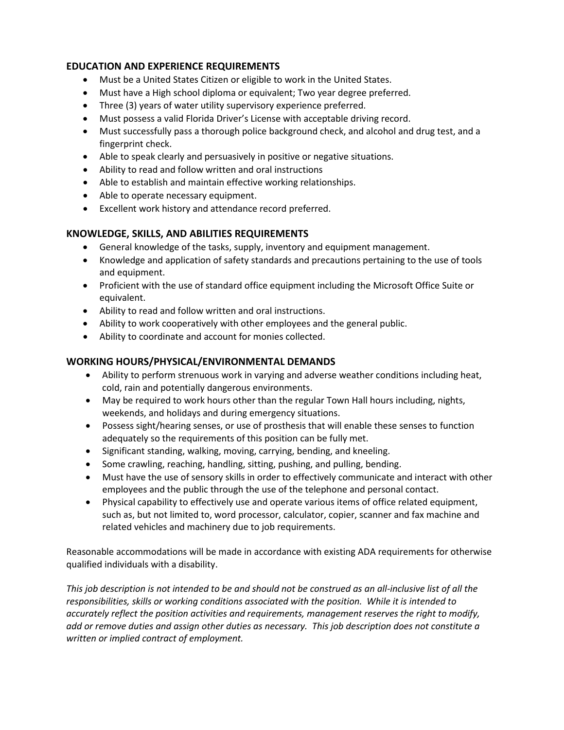## EDUCATION AND EXPERIENCE REQUIREMENTS

- Must be a United States Citizen or eligible to work in the United States.
- Must have a High school diploma or equivalent; Two year degree preferred.
- Three (3) years of water utility supervisory experience preferred.
- Must possess a valid Florida Driver's License with acceptable driving record.
- Must successfully pass a thorough police background check, and alcohol and drug test, and a fingerprint check.
- Able to speak clearly and persuasively in positive or negative situations.
- Ability to read and follow written and oral instructions
- Able to establish and maintain effective working relationships.
- Able to operate necessary equipment.
- Excellent work history and attendance record preferred.

## KNOWLEDGE, SKILLS, AND ABILITIES REQUIREMENTS

- General knowledge of the tasks, supply, inventory and equipment management.
- Knowledge and application of safety standards and precautions pertaining to the use of tools and equipment.
- Proficient with the use of standard office equipment including the Microsoft Office Suite or equivalent.
- Ability to read and follow written and oral instructions.
- Ability to work cooperatively with other employees and the general public.
- Ability to coordinate and account for monies collected.

## WORKING HOURS/PHYSICAL/ENVIRONMENTAL DEMANDS

- Ability to perform strenuous work in varying and adverse weather conditions including heat, cold, rain and potentially dangerous environments.
- May be required to work hours other than the regular Town Hall hours including, nights, weekends, and holidays and during emergency situations.
- Possess sight/hearing senses, or use of prosthesis that will enable these senses to function adequately so the requirements of this position can be fully met.
- Significant standing, walking, moving, carrying, bending, and kneeling.
- Some crawling, reaching, handling, sitting, pushing, and pulling, bending.
- Must have the use of sensory skills in order to effectively communicate and interact with other employees and the public through the use of the telephone and personal contact.
- Physical capability to effectively use and operate various items of office related equipment, such as, but not limited to, word processor, calculator, copier, scanner and fax machine and related vehicles and machinery due to job requirements.

Reasonable accommodations will be made in accordance with existing ADA requirements for otherwise qualified individuals with a disability.

*This job description is not intended to be and should not be construed as an all-inclusive list of all the responsibilities, skills or working conditions associated with the position. While it is intended to accurately reflect the position activities and requirements, management reserves the right to modify, add or remove duties and assign other duties as necessary. This job description does not constitute a written or implied contract of employment.*